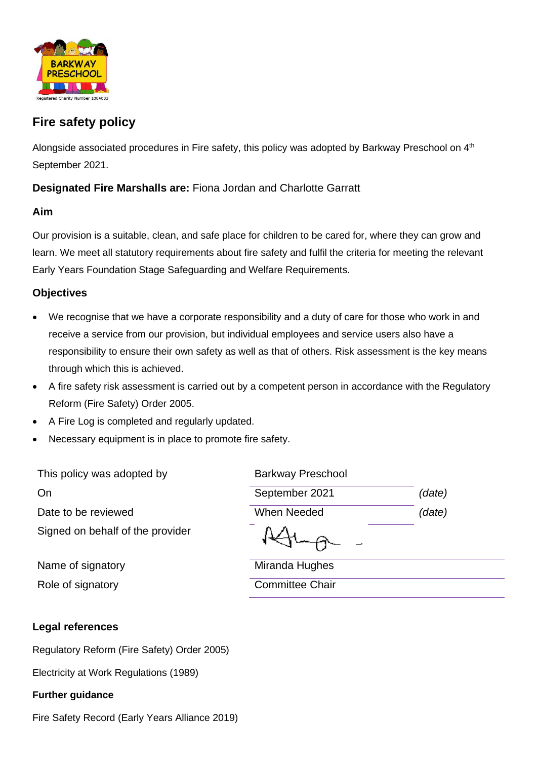## Fire safety policy

Alongside associated procedures in Fire safety, this policy was adopted by Barkway Preschool on 4th September 2021.

**Designated Fire Marshalls are:** Fiona Jordan and Charlotte Garratt

### Aim

Our provision is a suitable, clean, and safe place for children to be cared for, where they can grow and learn. We meet all statutory requirements about fire safety and fulfil the criteria for meeting the relevant Early Years Foundation Stage Safeguarding and Welfare Requirements.

### Objectives

- We recognise that we have a corporate responsibility and a duty of care for those who work in and receive a service from our provision, but individual employees and service users also have a responsibility to ensure their own safety as well as that of others. Risk assessment is the key means through which this is achieved.
- A fire safety risk assessment is carried out by a competent person in accordance with the Regulatory Reform (Fire Safety) Order 2005.
- A Fire Log is completed and regularly updated.
- Necessary equipment is in place to promote fire safety.

| | | |
|---|---|---|
| This policy was adopted by | Barkway Preschool | |
| On | September 2021 | *(date)* |
| Date to be reviewed | When Needed | *(date)* |
| Signed on behalf of the provider | [signature] | |
| Name of signatory | Miranda Hughes | |
| Role of signatory | Committee Chair | |

### Legal references

Regulatory Reform (Fire Safety) Order 2005)

Electricity at Work Regulations (1989)

### Further guidance

Fire Safety Record (Early Years Alliance 2019)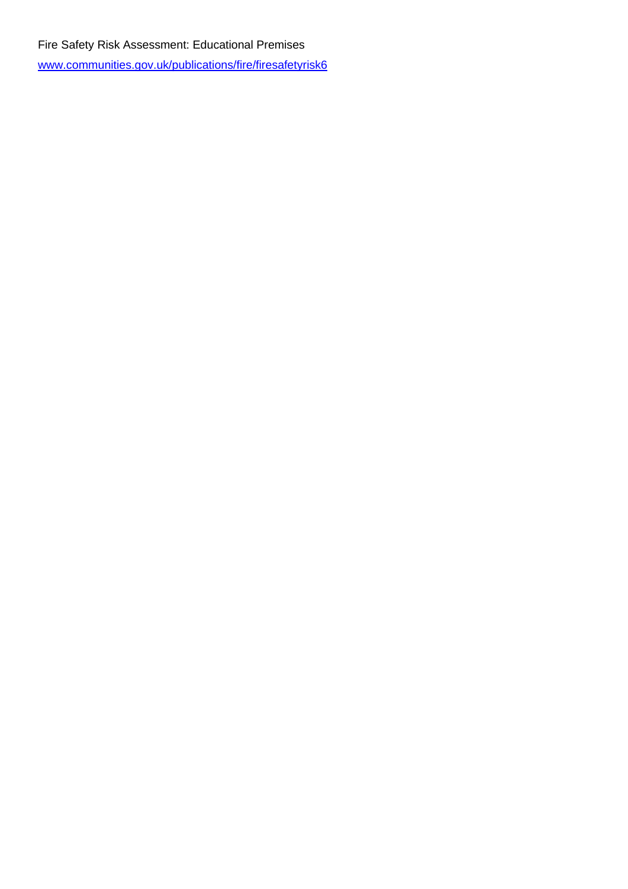Fire Safety Risk Assessment: Educational Premises

www.communities.gov.uk/publications/fire/firesafetyrisk6